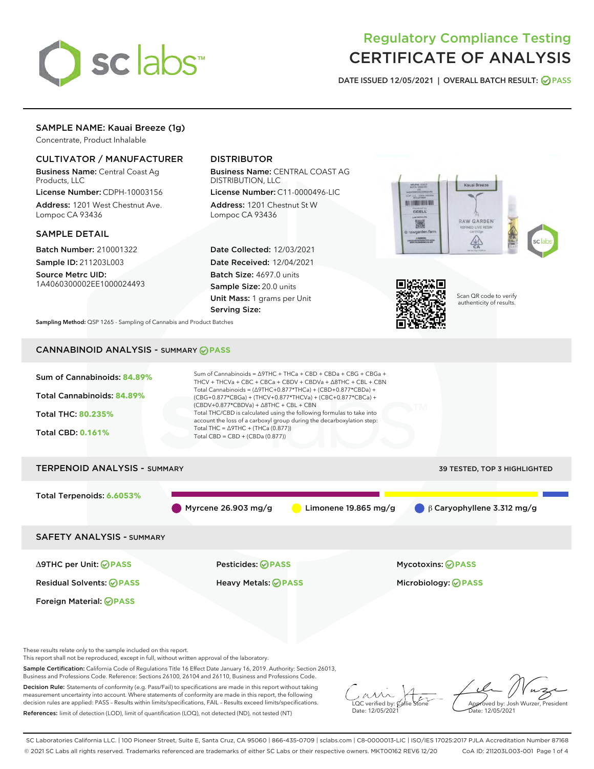# Regulatory Compliance Testing
# CERTIFICATE OF ANALYSIS

DATE ISSUED 12/05/2021 | OVERALL BATCH RESULT: PASS

## SAMPLE NAME: Kauai Breeze (1g)

Concentrate, Product Inhalable

### CULTIVATOR / MANUFACTURER

**Business Name:** Central Coast Ag Products, LLC

**License Number:** CDPH-10003156

**Address:** 1201 West Chestnut Ave. Lompoc CA 93436

### DISTRIBUTOR

**Business Name:** CENTRAL COAST AG DISTRIBUTION, LLC

**License Number:** C11-0000496-LIC

**Address:** 1201 Chestnut St W Lompoc CA 93436

### SAMPLE DETAIL

**Batch Number:** 210001322

**Sample ID:** 211203L003

**Source Metrc UID:** 1A4060300002EE1000024493

**Date Collected:** 12/03/2021

**Date Received:** 12/04/2021

**Batch Size:** 4697.0 units

**Sample Size:** 20.0 units

**Unit Mass:** 1 grams per Unit

**Serving Size:**

Scan QR code to verify authenticity of results.

**Sampling Method:** QSP 1265 - Sampling of Cannabis and Product Batches

## CANNABINOID ANALYSIS - SUMMARY PASS

Sum of Cannabinoids: **84.89%**

Total Cannabinoids: **84.89%**

Total THC: **80.235%**

Total CBD: **0.161%**

Sum of Cannabinoids = Δ9THC + THCa + CBD + CBDa + CBG + CBGa + THCV + THCVa + CBC + CBCa + CBDV + CBDVa + Δ8THC + CBL + CBN

Total Cannabinoids = (Δ9THC+0.877*THCa) + (CBD+0.877*CBDa) + (CBG+0.877*CBGa) + (THCV+0.877*THCVa) + (CBC+0.877*CBCa) + (CBDV+0.877*CBDVa) + Δ8THC + CBL + CBN

Total THC/CBD is calculated using the following formulas to take into account the loss of a carboxyl group during the decarboxylation step:

Total THC = Δ9THC + (THCa (0.877))

Total CBD = CBD + (CBDa (0.877))

## TERPENOID ANALYSIS - SUMMARY

39 TESTED, TOP 3 HIGHLIGHTED

Total Terpenoids: **6.6053%**

Myrcene 26.903 mg/g | Limonene 19.865 mg/g | β Caryophyllene 3.312 mg/g

## SAFETY ANALYSIS - SUMMARY

| | | |
|---|---|---|
| Δ9THC per Unit: PASS | Pesticides: PASS | Mycotoxins: PASS |
| Residual Solvents: PASS | Heavy Metals: PASS | Microbiology: PASS |
| Foreign Material: PASS | | |

These results relate only to the sample included on this report.

This report shall not be reproduced, except in full, without written approval of the laboratory.

**Sample Certification:** California Code of Regulations Title 16 Effect Date January 16, 2019. Authority: Section 26013, Business and Professions Code. Reference: Sections 26100, 26104 and 26110, Business and Professions Code.

**Decision Rule:** Statements of conformity (e.g. Pass/Fail) to specifications are made in this report without taking measurement uncertainty into account. Where statements of conformity are made in this report, the following decision rules are applied: PASS - Results within limits/specifications, FAIL - Results exceed limits/specifications.

**References:** limit of detection (LOD), limit of quantification (LOQ), not detected (ND), not tested (NT)

LQC verified by: Callie Stone
Date: 12/05/2021

Approved by: Josh Wurzer, President
Date: 12/05/2021

SC Laboratories California LLC. | 100 Pioneer Street, Suite E, Santa Cruz, CA 95060 | 866-435-0709 | sclabs.com | C8-0000013-LIC | ISO/IES 17025:2017 PJLA Accreditation Number 87168

© 2021 SC Labs all rights reserved. Trademarks referenced are trademarks of either SC Labs or their respective owners. MKT00162 REV6 12/20 CoA ID: 211203L003-001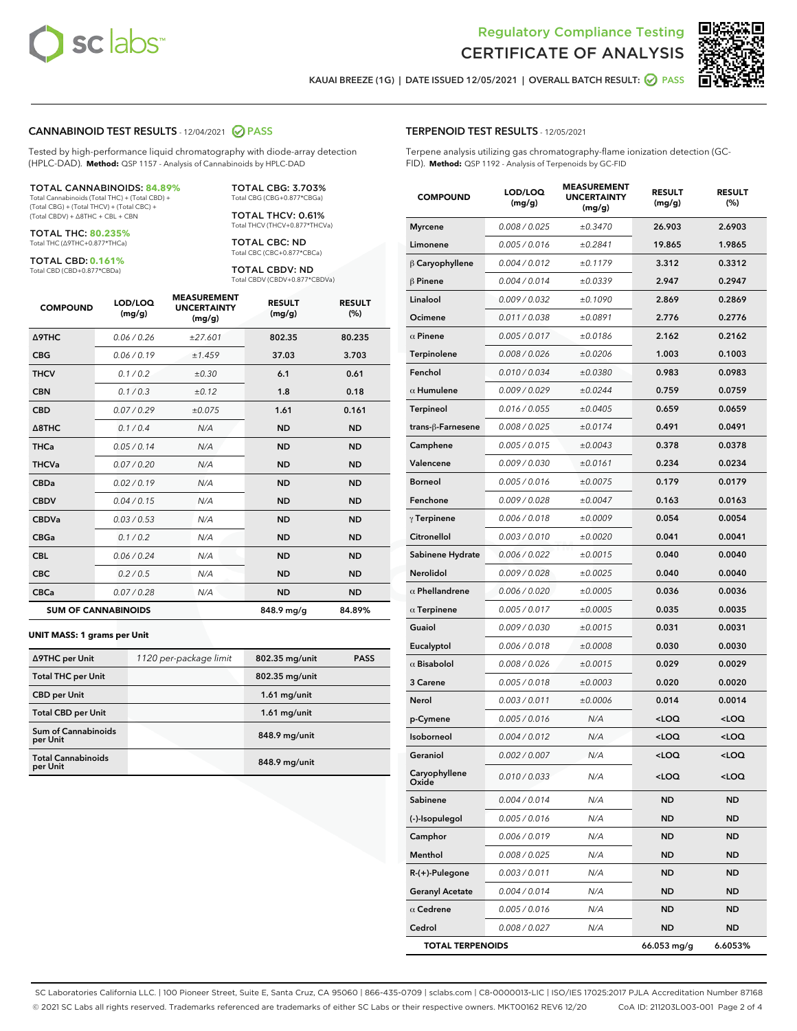# Regulatory Compliance Testing CERTIFICATE OF ANALYSIS

KAUAI BREEZE (1G) | DATE ISSUED 12/05/2021 | OVERALL BATCH RESULT: PASS

## CANNABINOID TEST RESULTS - 12/04/2021 PASS

Tested by high-performance liquid chromatography with diode-array detection (HPLC-DAD). **Method:** QSP 1157 - Analysis of Cannabinoids by HPLC-DAD

**TOTAL CANNABINOIDS: 84.89%**
Total Cannabinoids (Total THC) + (Total CBD) + (Total CBG) + (Total THCV) + (Total CBC) + (Total CBDV) + ∆8THC + CBL + CBN

**TOTAL THC: 80.235%**
Total THC (∆9THC+0.877*THCa)

**TOTAL CBD: 0.161%**
Total CBD (CBD+0.877*CBDa)

**TOTAL CBG: 3.703%**
Total CBG (CBG+0.877*CBGa)

**TOTAL THCV: 0.61%**
Total THCV (THCV+0.877*THCVa)

**TOTAL CBC: ND**
Total CBC (CBC+0.877*CBCa)

**TOTAL CBDV: ND**
Total CBDV (CBDV+0.877*CBDVa)

| COMPOUND | LOD/LOQ (mg/g) | MEASUREMENT UNCERTAINTY (mg/g) | RESULT (mg/g) | RESULT (%) |
|---|---|---|---|---|
| ∆9THC | 0.06 / 0.26 | ±27.601 | 802.35 | 80.235 |
| CBG | 0.06 / 0.19 | ±1.459 | 37.03 | 3.703 |
| THCV | 0.1 / 0.2 | ±0.30 | 6.1 | 0.61 |
| CBN | 0.1 / 0.3 | ±0.12 | 1.8 | 0.18 |
| CBD | 0.07 / 0.29 | ±0.075 | 1.61 | 0.161 |
| ∆8THC | 0.1 / 0.4 | N/A | ND | ND |
| THCa | 0.05 / 0.14 | N/A | ND | ND |
| THCVa | 0.07 / 0.20 | N/A | ND | ND |
| CBDa | 0.02 / 0.19 | N/A | ND | ND |
| CBDV | 0.04 / 0.15 | N/A | ND | ND |
| CBDVa | 0.03 / 0.53 | N/A | ND | ND |
| CBGa | 0.1 / 0.2 | N/A | ND | ND |
| CBL | 0.06 / 0.24 | N/A | ND | ND |
| CBC | 0.2 / 0.5 | N/A | ND | ND |
| CBCa | 0.07 / 0.28 | N/A | ND | ND |
| **SUM OF CANNABINOIDS** | | | 848.9 mg/g | 84.89% |

**UNIT MASS: 1 grams per Unit**

| | | | |
|---|---|---|---|
| ∆9THC per Unit | 1120 per-package limit | 802.35 mg/unit | PASS |
| Total THC per Unit | | 802.35 mg/unit | |
| CBD per Unit | | 1.61 mg/unit | |
| Total CBD per Unit | | 1.61 mg/unit | |
| Sum of Cannabinoids per Unit | | 848.9 mg/unit | |
| Total Cannabinoids per Unit | | 848.9 mg/unit | |

## TERPENOID TEST RESULTS - 12/05/2021

Terpene analysis utilizing gas chromatography-flame ionization detection (GC-FID). **Method:** QSP 1192 - Analysis of Terpenoids by GC-FID

| COMPOUND | LOD/LOQ (mg/g) | MEASUREMENT UNCERTAINTY (mg/g) | RESULT (mg/g) | RESULT (%) |
|---|---|---|---|---|
| Myrcene | 0.008 / 0.025 | ±0.3470 | 26.903 | 2.6903 |
| Limonene | 0.005 / 0.016 | ±0.2841 | 19.865 | 1.9865 |
| β Caryophyllene | 0.004 / 0.012 | ±0.1179 | 3.312 | 0.3312 |
| β Pinene | 0.004 / 0.014 | ±0.0339 | 2.947 | 0.2947 |
| Linalool | 0.009 / 0.032 | ±0.1090 | 2.869 | 0.2869 |
| Ocimene | 0.011 / 0.038 | ±0.0891 | 2.776 | 0.2776 |
| α Pinene | 0.005 / 0.017 | ±0.0186 | 2.162 | 0.2162 |
| Terpinolene | 0.008 / 0.026 | ±0.0206 | 1.003 | 0.1003 |
| Fenchol | 0.010 / 0.034 | ±0.0380 | 0.983 | 0.0983 |
| α Humulene | 0.009 / 0.029 | ±0.0244 | 0.759 | 0.0759 |
| Terpineol | 0.016 / 0.055 | ±0.0405 | 0.659 | 0.0659 |
| trans-β-Farnesene | 0.008 / 0.025 | ±0.0174 | 0.491 | 0.0491 |
| Camphene | 0.005 / 0.015 | ±0.0043 | 0.378 | 0.0378 |
| Valencene | 0.009 / 0.030 | ±0.0161 | 0.234 | 0.0234 |
| Borneol | 0.005 / 0.016 | ±0.0075 | 0.179 | 0.0179 |
| Fenchone | 0.009 / 0.028 | ±0.0047 | 0.163 | 0.0163 |
| γ Terpinene | 0.006 / 0.018 | ±0.0009 | 0.054 | 0.0054 |
| Citronellol | 0.003 / 0.010 | ±0.0020 | 0.041 | 0.0041 |
| Sabinene Hydrate | 0.006 / 0.022 | ±0.0015 | 0.040 | 0.0040 |
| Nerolidol | 0.009 / 0.028 | ±0.0025 | 0.040 | 0.0040 |
| α Phellandrene | 0.006 / 0.020 | ±0.0005 | 0.036 | 0.0036 |
| α Terpinene | 0.005 / 0.017 | ±0.0005 | 0.035 | 0.0035 |
| Guaiol | 0.009 / 0.030 | ±0.0015 | 0.031 | 0.0031 |
| Eucalyptol | 0.006 / 0.018 | ±0.0008 | 0.030 | 0.0030 |
| α Bisabolol | 0.008 / 0.026 | ±0.0015 | 0.029 | 0.0029 |
| 3 Carene | 0.005 / 0.018 | ±0.0003 | 0.020 | 0.0020 |
| Nerol | 0.003 / 0.011 | ±0.0006 | 0.014 | 0.0014 |
| p-Cymene | 0.005 / 0.016 | N/A | <LOQ | <LOQ |
| Isoborneol | 0.004 / 0.012 | N/A | <LOQ | <LOQ |
| Geraniol | 0.002 / 0.007 | N/A | <LOQ | <LOQ |
| Caryophyllene Oxide | 0.010 / 0.033 | N/A | <LOQ | <LOQ |
| Sabinene | 0.004 / 0.014 | N/A | ND | ND |
| (-)-Isopulegol | 0.005 / 0.016 | N/A | ND | ND |
| Camphor | 0.006 / 0.019 | N/A | ND | ND |
| Menthol | 0.008 / 0.025 | N/A | ND | ND |
| R-(+)-Pulegone | 0.003 / 0.011 | N/A | ND | ND |
| Geranyl Acetate | 0.004 / 0.014 | N/A | ND | ND |
| α Cedrene | 0.005 / 0.016 | N/A | ND | ND |
| Cedrol | 0.008 / 0.027 | N/A | ND | ND |
| **TOTAL TERPENOIDS** | | | 66.053 mg/g | 6.6053% |

SC Laboratories California LLC. | 100 Pioneer Street, Suite E, Santa Cruz, CA 95060 | 866-435-0709 | sclabs.com | C8-0000013-LIC | ISO/IES 17025:2017 PJLA Accreditation Number 87168
© 2021 SC Labs all rights reserved. Trademarks referenced are trademarks of either SC Labs or their respective owners. MKT00162 REV6 12/20 CoA ID: 211203L003-001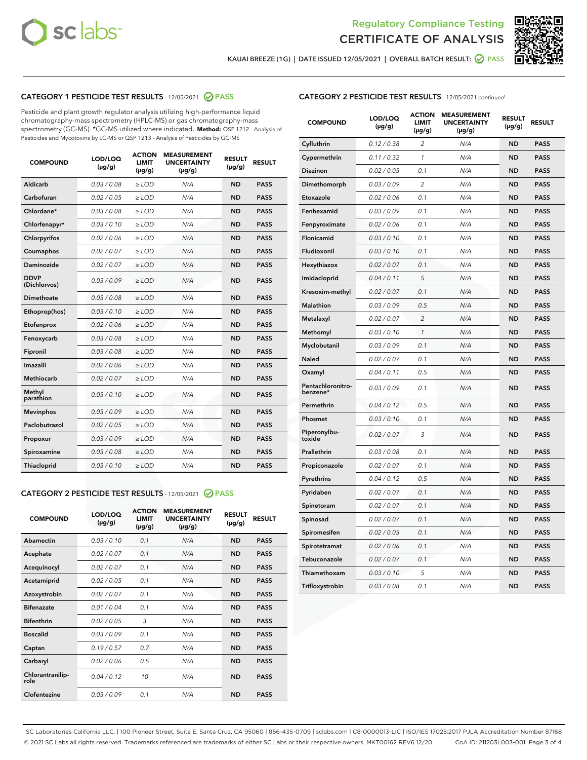Regulatory Compliance Testing
CERTIFICATE OF ANALYSIS

KAUAI BREEZE (1G) | DATE ISSUED 12/05/2021 | OVERALL BATCH RESULT: PASS

## CATEGORY 1 PESTICIDE TEST RESULTS - 12/05/2021 PASS

Pesticide and plant growth regulator analysis utilizing high-performance liquid chromatography-mass spectrometry (HPLC-MS) or gas chromatography-mass spectrometry (GC-MS). *GC-MS utilized where indicated. **Method:** QSP 1212 - Analysis of Pesticides and Mycotoxins by LC-MS or QSP 1213 - Analysis of Pesticides by GC-MS

| COMPOUND | LOD/LOQ (µg/g) | ACTION LIMIT (µg/g) | MEASUREMENT UNCERTAINTY (µg/g) | RESULT (µg/g) | RESULT |
|---|---|---|---|---|---|
| Aldicarb | 0.03 / 0.08 | ≥ LOD | N/A | ND | PASS |
| Carbofuran | 0.02 / 0.05 | ≥ LOD | N/A | ND | PASS |
| Chlordane* | 0.03 / 0.08 | ≥ LOD | N/A | ND | PASS |
| Chlorfenapyr* | 0.03 / 0.10 | ≥ LOD | N/A | ND | PASS |
| Chlorpyrifos | 0.02 / 0.06 | ≥ LOD | N/A | ND | PASS |
| Coumaphos | 0.02 / 0.07 | ≥ LOD | N/A | ND | PASS |
| Daminozide | 0.02 / 0.07 | ≥ LOD | N/A | ND | PASS |
| DDVP (Dichlorvos) | 0.03 / 0.09 | ≥ LOD | N/A | ND | PASS |
| Dimethoate | 0.03 / 0.08 | ≥ LOD | N/A | ND | PASS |
| Ethoprop(hos) | 0.03 / 0.10 | ≥ LOD | N/A | ND | PASS |
| Etofenprox | 0.02 / 0.06 | ≥ LOD | N/A | ND | PASS |
| Fenoxycarb | 0.03 / 0.08 | ≥ LOD | N/A | ND | PASS |
| Fipronil | 0.03 / 0.08 | ≥ LOD | N/A | ND | PASS |
| Imazalil | 0.02 / 0.06 | ≥ LOD | N/A | ND | PASS |
| Methiocarb | 0.02 / 0.07 | ≥ LOD | N/A | ND | PASS |
| Methyl parathion | 0.03 / 0.10 | ≥ LOD | N/A | ND | PASS |
| Mevinphos | 0.03 / 0.09 | ≥ LOD | N/A | ND | PASS |
| Paclobutrazol | 0.02 / 0.05 | ≥ LOD | N/A | ND | PASS |
| Propoxur | 0.03 / 0.09 | ≥ LOD | N/A | ND | PASS |
| Spiroxamine | 0.03 / 0.08 | ≥ LOD | N/A | ND | PASS |
| Thiacloprid | 0.03 / 0.10 | ≥ LOD | N/A | ND | PASS |

## CATEGORY 2 PESTICIDE TEST RESULTS - 12/05/2021 PASS

| COMPOUND | LOD/LOQ (µg/g) | ACTION LIMIT (µg/g) | MEASUREMENT UNCERTAINTY (µg/g) | RESULT (µg/g) | RESULT |
|---|---|---|---|---|---|
| Abamectin | 0.03 / 0.10 | 0.1 | N/A | ND | PASS |
| Acephate | 0.02 / 0.07 | 0.1 | N/A | ND | PASS |
| Acequinocyl | 0.02 / 0.07 | 0.1 | N/A | ND | PASS |
| Acetamiprid | 0.02 / 0.05 | 0.1 | N/A | ND | PASS |
| Azoxystrobin | 0.02 / 0.07 | 0.1 | N/A | ND | PASS |
| Bifenazate | 0.01 / 0.04 | 0.1 | N/A | ND | PASS |
| Bifenthrin | 0.02 / 0.05 | 3 | N/A | ND | PASS |
| Boscalid | 0.03 / 0.09 | 0.1 | N/A | ND | PASS |
| Captan | 0.19 / 0.57 | 0.7 | N/A | ND | PASS |
| Carbaryl | 0.02 / 0.06 | 0.5 | N/A | ND | PASS |
| Chlorantraniliprole | 0.04 / 0.12 | 10 | N/A | ND | PASS |
| Clofentezine | 0.03 / 0.09 | 0.1 | N/A | ND | PASS |
| Cyfluthrin | 0.12 / 0.38 | 2 | N/A | ND | PASS |
| Cypermethrin | 0.11 / 0.32 | 1 | N/A | ND | PASS |
| Diazinon | 0.02 / 0.05 | 0.1 | N/A | ND | PASS |
| Dimethomorph | 0.03 / 0.09 | 2 | N/A | ND | PASS |
| Etoxazole | 0.02 / 0.06 | 0.1 | N/A | ND | PASS |
| Fenhexamid | 0.03 / 0.09 | 0.1 | N/A | ND | PASS |
| Fenpyroximate | 0.02 / 0.06 | 0.1 | N/A | ND | PASS |
| Flonicamid | 0.03 / 0.10 | 0.1 | N/A | ND | PASS |
| Fludioxonil | 0.03 / 0.10 | 0.1 | N/A | ND | PASS |
| Hexythiazox | 0.02 / 0.07 | 0.1 | N/A | ND | PASS |
| Imidacloprid | 0.04 / 0.11 | 5 | N/A | ND | PASS |
| Kresoxim-methyl | 0.02 / 0.07 | 0.1 | N/A | ND | PASS |
| Malathion | 0.03 / 0.09 | 0.5 | N/A | ND | PASS |
| Metalaxyl | 0.02 / 0.07 | 2 | N/A | ND | PASS |
| Methomyl | 0.03 / 0.10 | 1 | N/A | ND | PASS |
| Myclobutanil | 0.03 / 0.09 | 0.1 | N/A | ND | PASS |
| Naled | 0.02 / 0.07 | 0.1 | N/A | ND | PASS |
| Oxamyl | 0.04 / 0.11 | 0.5 | N/A | ND | PASS |
| Pentachloronitrobenzene* | 0.03 / 0.09 | 0.1 | N/A | ND | PASS |
| Permethrin | 0.04 / 0.12 | 0.5 | N/A | ND | PASS |
| Phosmet | 0.03 / 0.10 | 0.1 | N/A | ND | PASS |
| Piperonylbutoxide | 0.02 / 0.07 | 3 | N/A | ND | PASS |
| Prallethrin | 0.03 / 0.08 | 0.1 | N/A | ND | PASS |
| Propiconazole | 0.02 / 0.07 | 0.1 | N/A | ND | PASS |
| Pyrethrins | 0.04 / 0.12 | 0.5 | N/A | ND | PASS |
| Pyridaben | 0.02 / 0.07 | 0.1 | N/A | ND | PASS |
| Spinetoram | 0.02 / 0.07 | 0.1 | N/A | ND | PASS |
| Spinosad | 0.02 / 0.07 | 0.1 | N/A | ND | PASS |
| Spiromesifen | 0.02 / 0.05 | 0.1 | N/A | ND | PASS |
| Spirotetramat | 0.02 / 0.06 | 0.1 | N/A | ND | PASS |
| Tebuconazole | 0.02 / 0.07 | 0.1 | N/A | ND | PASS |
| Thiamethoxam | 0.03 / 0.10 | 5 | N/A | ND | PASS |
| Trifloxystrobin | 0.03 / 0.08 | 0.1 | N/A | ND | PASS |

SC Laboratories California LLC. | 100 Pioneer Street, Suite E, Santa Cruz, CA 95060 | 866-435-0709 | sclabs.com | C8-0000013-LIC | ISO/IES 17025:2017 PJLA Accreditation Number 87168
© 2021 SC Labs all rights reserved. Trademarks referenced are trademarks of either SC Labs or their respective owners. MKT00162 REV6 12/20 CoA ID: 211203L003-001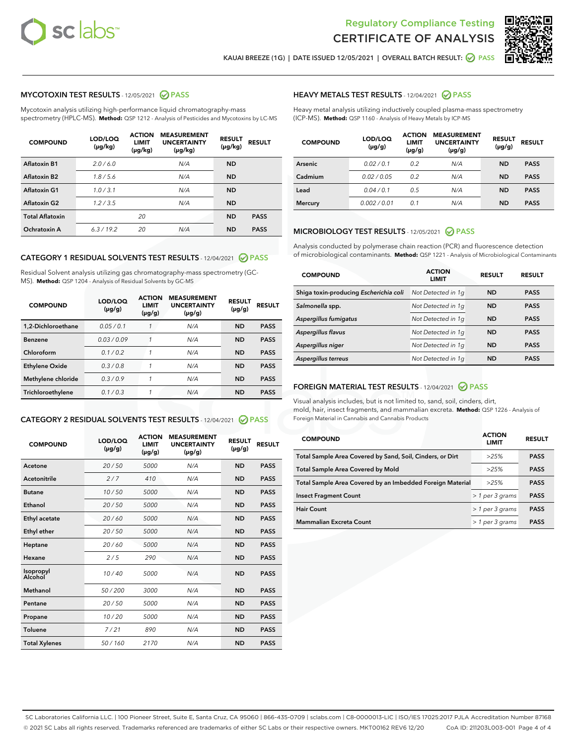Regulatory Compliance Testing

CERTIFICATE OF ANALYSIS

KAUAI BREEZE (1G) | DATE ISSUED 12/05/2021 | OVERALL BATCH RESULT: PASS

## MYCOTOXIN TEST RESULTS - 12/05/2021 PASS

Mycotoxin analysis utilizing high-performance liquid chromatography-mass spectrometry (HPLC-MS). **Method:** QSP 1212 - Analysis of Pesticides and Mycotoxins by LC-MS

| COMPOUND | LOD/LOQ (µg/kg) | ACTION LIMIT (µg/kg) | MEASUREMENT UNCERTAINTY (µg/kg) | RESULT (µg/kg) | RESULT |
|---|---|---|---|---|---|
| Aflatoxin B1 | 2.0 / 6.0 | | N/A | ND | |
| Aflatoxin B2 | 1.8 / 5.6 | | N/A | ND | |
| Aflatoxin G1 | 1.0 / 3.1 | | N/A | ND | |
| Aflatoxin G2 | 1.2 / 3.5 | | N/A | ND | |
| Total Aflatoxin | | 20 | | ND | PASS |
| Ochratoxin A | 6.3 / 19.2 | 20 | N/A | ND | PASS |

## CATEGORY 1 RESIDUAL SOLVENTS TEST RESULTS - 12/04/2021 PASS

Residual Solvent analysis utilizing gas chromatography-mass spectrometry (GC-MS). **Method:** QSP 1204 - Analysis of Residual Solvents by GC-MS

| COMPOUND | LOD/LOQ (µg/g) | ACTION LIMIT (µg/g) | MEASUREMENT UNCERTAINTY (µg/g) | RESULT (µg/g) | RESULT |
|---|---|---|---|---|---|
| 1,2-Dichloroethane | 0.05 / 0.1 | 1 | N/A | ND | PASS |
| Benzene | 0.03 / 0.09 | 1 | N/A | ND | PASS |
| Chloroform | 0.1 / 0.2 | 1 | N/A | ND | PASS |
| Ethylene Oxide | 0.3 / 0.8 | 1 | N/A | ND | PASS |
| Methylene chloride | 0.3 / 0.9 | 1 | N/A | ND | PASS |
| Trichloroethylene | 0.1 / 0.3 | 1 | N/A | ND | PASS |

## CATEGORY 2 RESIDUAL SOLVENTS TEST RESULTS - 12/04/2021 PASS

| COMPOUND | LOD/LOQ (µg/g) | ACTION LIMIT (µg/g) | MEASUREMENT UNCERTAINTY (µg/g) | RESULT (µg/g) | RESULT |
|---|---|---|---|---|---|
| Acetone | 20 / 50 | 5000 | N/A | ND | PASS |
| Acetonitrile | 2 / 7 | 410 | N/A | ND | PASS |
| Butane | 10 / 50 | 5000 | N/A | ND | PASS |
| Ethanol | 20 / 50 | 5000 | N/A | ND | PASS |
| Ethyl acetate | 20 / 60 | 5000 | N/A | ND | PASS |
| Ethyl ether | 20 / 50 | 5000 | N/A | ND | PASS |
| Heptane | 20 / 60 | 5000 | N/A | ND | PASS |
| Hexane | 2 / 5 | 290 | N/A | ND | PASS |
| Isopropyl Alcohol | 10 / 40 | 5000 | N/A | ND | PASS |
| Methanol | 50 / 200 | 3000 | N/A | ND | PASS |
| Pentane | 20 / 50 | 5000 | N/A | ND | PASS |
| Propane | 10 / 20 | 5000 | N/A | ND | PASS |
| Toluene | 7 / 21 | 890 | N/A | ND | PASS |
| Total Xylenes | 50 / 160 | 2170 | N/A | ND | PASS |

## HEAVY METALS TEST RESULTS - 12/04/2021 PASS

Heavy metal analysis utilizing inductively coupled plasma-mass spectrometry (ICP-MS). **Method:** QSP 1160 - Analysis of Heavy Metals by ICP-MS

| COMPOUND | LOD/LOQ (µg/g) | ACTION LIMIT (µg/g) | MEASUREMENT UNCERTAINTY (µg/g) | RESULT (µg/g) | RESULT |
|---|---|---|---|---|---|
| Arsenic | 0.02 / 0.1 | 0.2 | N/A | ND | PASS |
| Cadmium | 0.02 / 0.05 | 0.2 | N/A | ND | PASS |
| Lead | 0.04 / 0.1 | 0.5 | N/A | ND | PASS |
| Mercury | 0.002 / 0.01 | 0.1 | N/A | ND | PASS |

## MICROBIOLOGY TEST RESULTS - 12/05/2021 PASS

Analysis conducted by polymerase chain reaction (PCR) and fluorescence detection of microbiological contaminants. **Method:** QSP 1221 - Analysis of Microbiological Contaminants

| COMPOUND | ACTION LIMIT | RESULT | RESULT |
|---|---|---|---|
| Shiga toxin-producing *Escherichia coli* | Not Detected in 1g | ND | PASS |
| *Salmonella* spp. | Not Detected in 1g | ND | PASS |
| *Aspergillus fumigatus* | Not Detected in 1g | ND | PASS |
| *Aspergillus flavus* | Not Detected in 1g | ND | PASS |
| *Aspergillus niger* | Not Detected in 1g | ND | PASS |
| *Aspergillus terreus* | Not Detected in 1g | ND | PASS |

## FOREIGN MATERIAL TEST RESULTS - 12/04/2021 PASS

Visual analysis includes, but is not limited to, sand, soil, cinders, dirt, mold, hair, insect fragments, and mammalian excreta. **Method:** QSP 1226 - Analysis of Foreign Material in Cannabis and Cannabis Products

| COMPOUND | ACTION LIMIT | RESULT |
|---|---|---|
| Total Sample Area Covered by Sand, Soil, Cinders, or Dirt | >25% | PASS |
| Total Sample Area Covered by Mold | >25% | PASS |
| Total Sample Area Covered by an Imbedded Foreign Material | >25% | PASS |
| Insect Fragment Count | > 1 per 3 grams | PASS |
| Hair Count | > 1 per 3 grams | PASS |
| Mammalian Excreta Count | > 1 per 3 grams | PASS |

SC Laboratories California LLC. | 100 Pioneer Street, Suite E, Santa Cruz, CA 95060 | 866-435-0709 | sclabs.com | C8-0000013-LIC | ISO/IES 17025:2017 PJLA Accreditation Number 87168
© 2021 SC Labs all rights reserved. Trademarks referenced are trademarks of either SC Labs or their respective owners. MKT00162 REV6 12/20 CoA ID: 211203L003-001